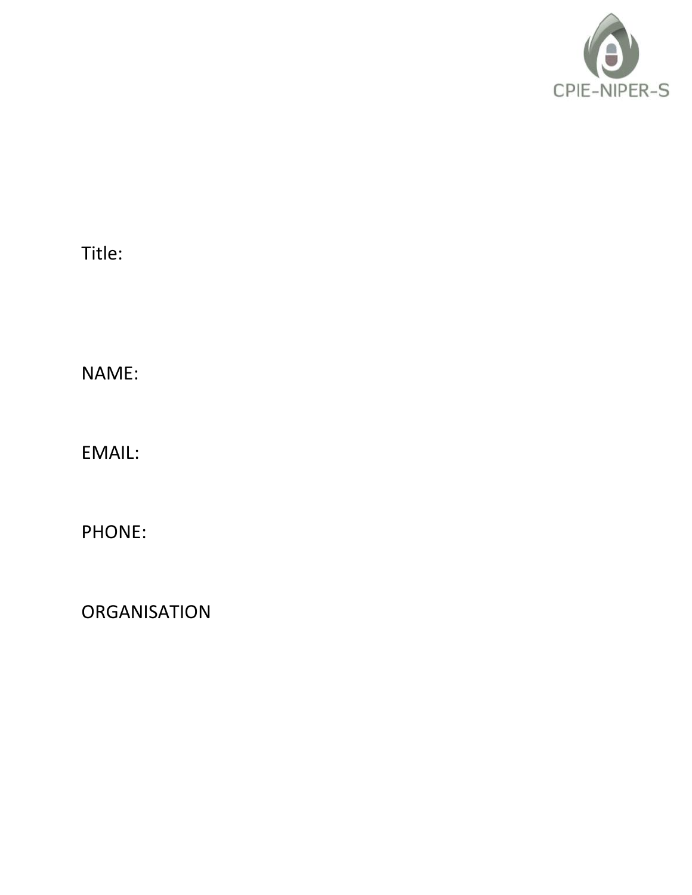CPIE-NIPER-S

Title:

NAME:

EMAIL:

PHONE:

ORGANISATION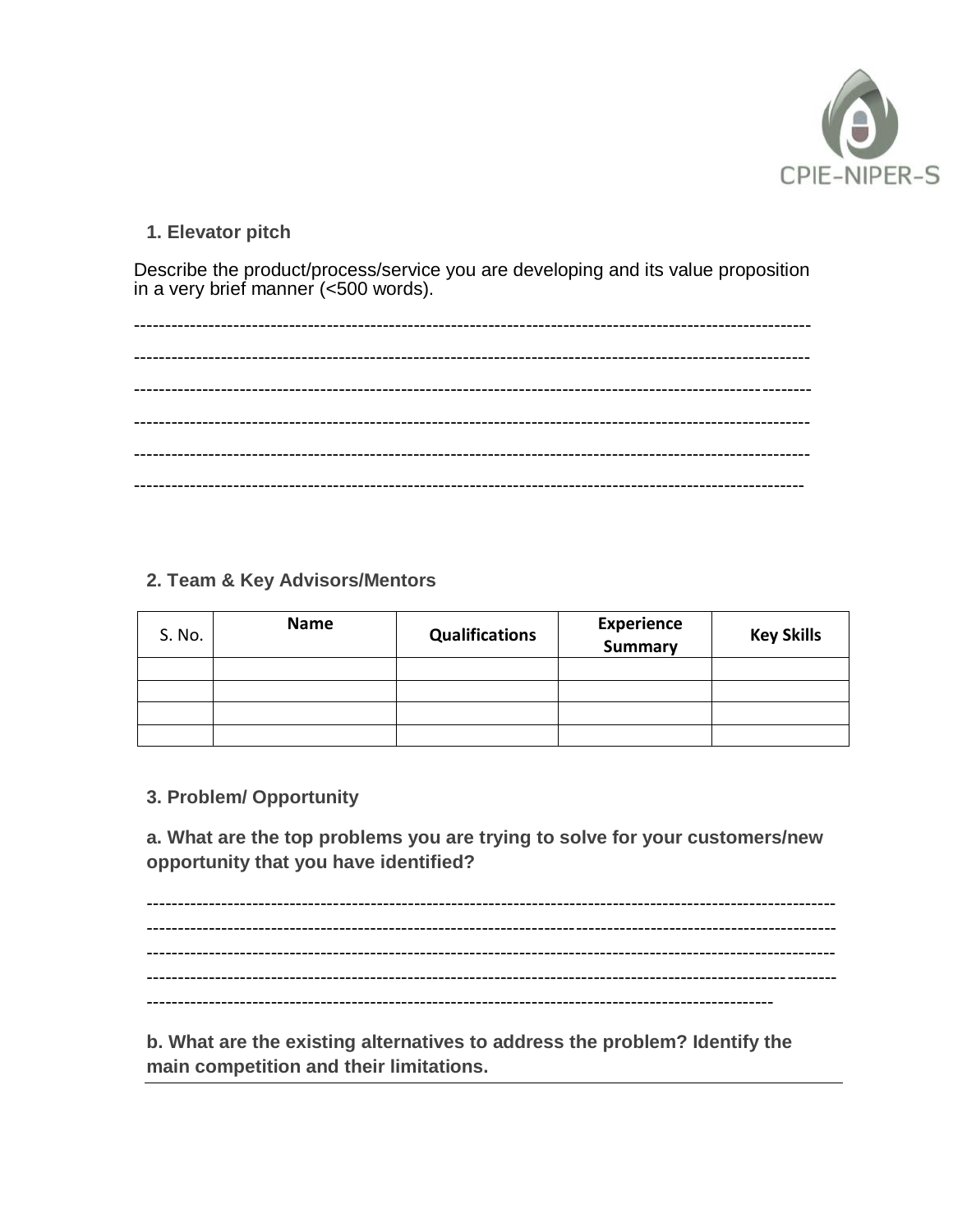## 1. Elevator pitch

Describe the product/process/service you are developing and its value proposition in a very brief manner (<500 words).

------------------------------------------------------------------------------------------------------------

------------------------------------------------------------------------------------------------------------

------------------------------------------------------------------------------------------------------------

------------------------------------------------------------------------------------------------------------

------------------------------------------------------------------------------------------------------------

------------------------------------------------------------------------------------------------------------

## 2. Team & Key Advisors/Mentors

| S. No. | Name | Qualifications | Experience Summary | Key Skills |
|---|---|---|---|---|
| | | | | |
| | | | | |
| | | | | |
| | | | | |

## 3. Problem/ Opportunity

**a. What are the top problems you are trying to solve for your customers/new opportunity that you have identified?**

------------------------------------------------------------------------------------------------------------

------------------------------------------------------------------------------------------------------------

------------------------------------------------------------------------------------------------------------

------------------------------------------------------------------------------------------------------------

------------------------------------------------------------------------------------------------------------

**b. What are the existing alternatives to address the problem? Identify the main competition and their limitations.**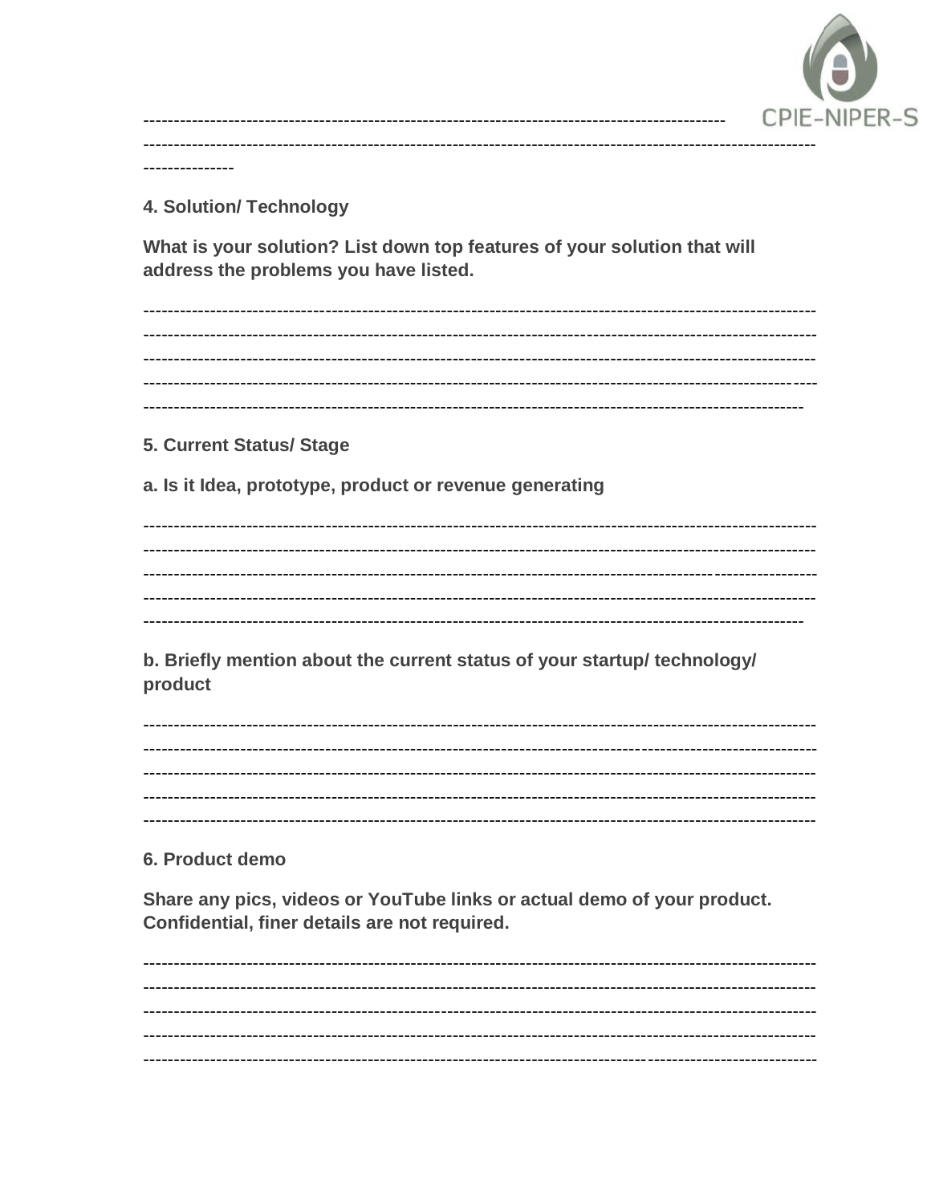---

4. Solution/ Technology

**What is your solution? List down top features of your solution that will address the problems you have listed.**

---

5. Current Status/ Stage

**a. Is it Idea, prototype, product or revenue generating**

---

**b. Briefly mention about the current status of your startup/ technology/ product**

---

6. Product demo

**Share any pics, videos or YouTube links or actual demo of your product. Confidential, finer details are not required.**

---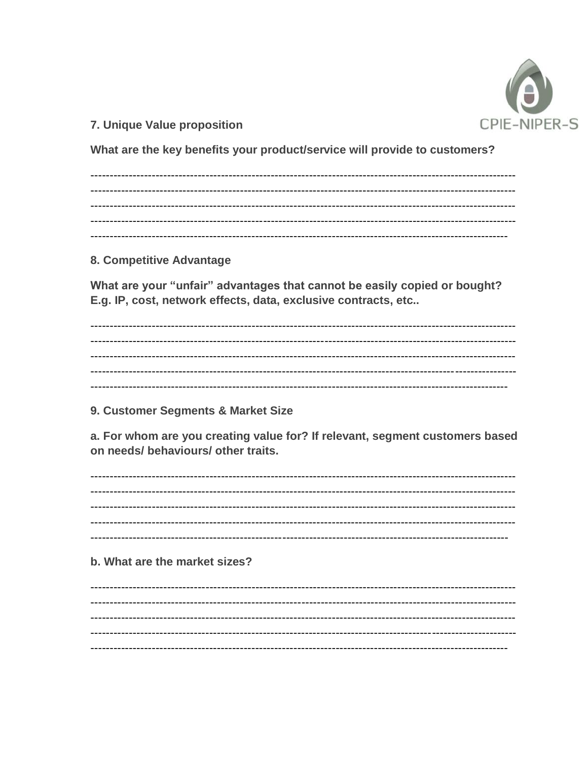**7. Unique Value proposition**

**What are the key benefits your product/service will provide to customers?**

-------------------------------------------------------------------------------------------------------------
-------------------------------------------------------------------------------------------------------------
-------------------------------------------------------------------------------------------------------------
-------------------------------------------------------------------------------------------------------------
-----------------------------------------------------------------------------------------------------------

**8. Competitive Advantage**

**What are your "unfair" advantages that cannot be easily copied or bought? E.g. IP, cost, network effects, data, exclusive contracts, etc..**

-------------------------------------------------------------------------------------------------------------
-------------------------------------------------------------------------------------------------------------
-------------------------------------------------------------------------------------------------------------
-------------------------------------------------------------------------------------------------------------
-----------------------------------------------------------------------------------------------------------

**9. Customer Segments & Market Size**

**a. For whom are you creating value for? If relevant, segment customers based on needs/ behaviours/ other traits.**

-------------------------------------------------------------------------------------------------------------
-------------------------------------------------------------------------------------------------------------
-------------------------------------------------------------------------------------------------------------
-------------------------------------------------------------------------------------------------------------
-----------------------------------------------------------------------------------------------------------

**b. What are the market sizes?**

-------------------------------------------------------------------------------------------------------------
-------------------------------------------------------------------------------------------------------------
-------------------------------------------------------------------------------------------------------------
-------------------------------------------------------------------------------------------------------------
-----------------------------------------------------------------------------------------------------------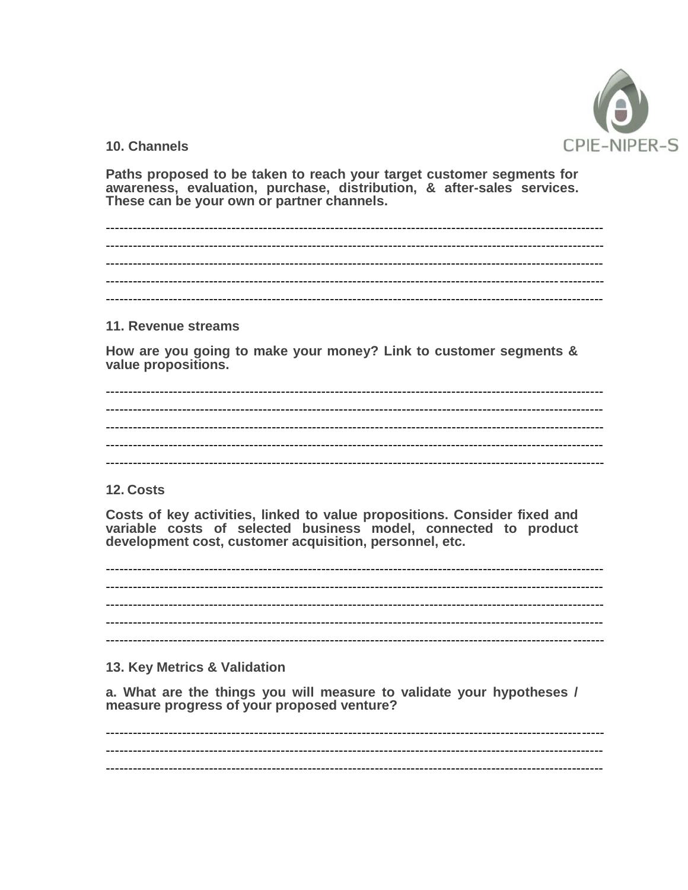**10. Channels**

**Paths proposed to be taken to reach your target customer segments for awareness, evaluation, purchase, distribution, & after-sales services. These can be your own or partner channels.**

-----------------------------------------------------------------------------------------------------------
-----------------------------------------------------------------------------------------------------------
-----------------------------------------------------------------------------------------------------------
-----------------------------------------------------------------------------------------------------------
-----------------------------------------------------------------------------------------------------------

**11. Revenue streams**

**How are you going to make your money? Link to customer segments & value propositions.**

-----------------------------------------------------------------------------------------------------------
-----------------------------------------------------------------------------------------------------------
-----------------------------------------------------------------------------------------------------------
-----------------------------------------------------------------------------------------------------------
-----------------------------------------------------------------------------------------------------------

**12. Costs**

**Costs of key activities, linked to value propositions. Consider fixed and variable costs of selected business model, connected to product development cost, customer acquisition, personnel, etc.**

-----------------------------------------------------------------------------------------------------------
-----------------------------------------------------------------------------------------------------------
-----------------------------------------------------------------------------------------------------------
-----------------------------------------------------------------------------------------------------------
-----------------------------------------------------------------------------------------------------------

**13. Key Metrics & Validation**

**a. What are the things you will measure to validate your hypotheses / measure progress of your proposed venture?**

-----------------------------------------------------------------------------------------------------------
-----------------------------------------------------------------------------------------------------------
-----------------------------------------------------------------------------------------------------------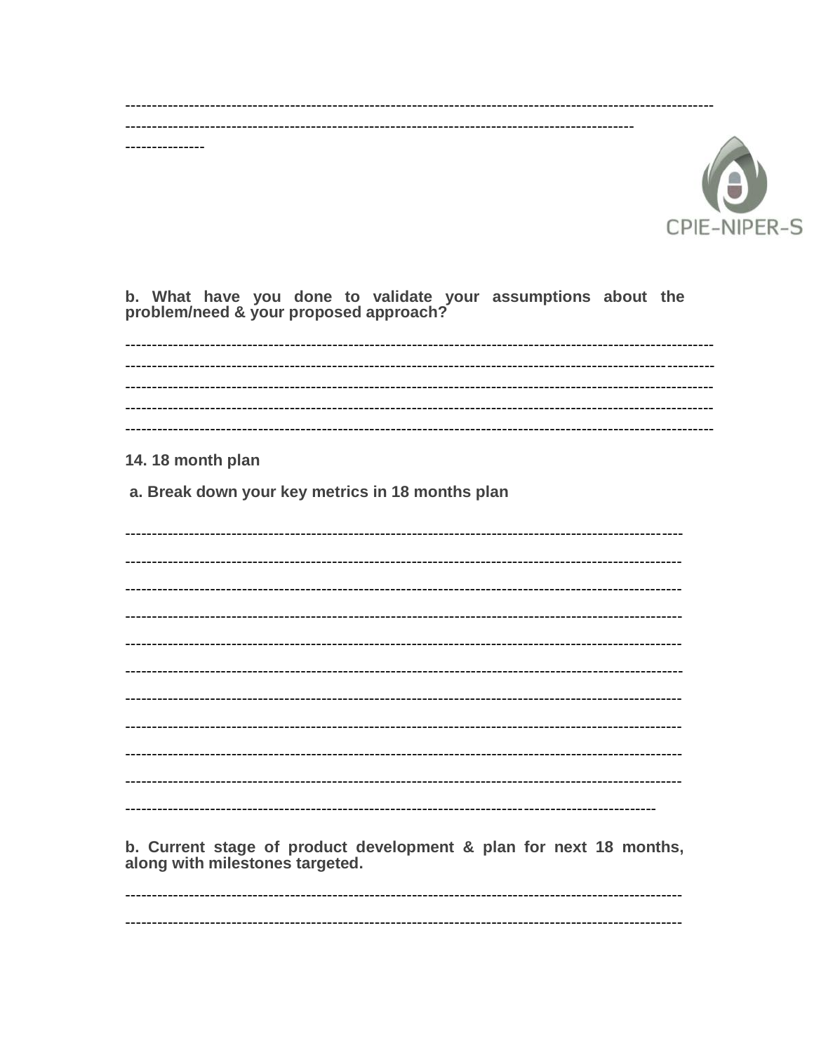--------------------------------------------------------------------------------------------------------------
-----------------------------------------------------------------------------------------------
---------------

CPIE-NIPER-S

**b. What have you done to validate your assumptions about the problem/need & your proposed approach?**

--------------------------------------------------------------------------------------------------------------
--------------------------------------------------------------------------------------------------------------
--------------------------------------------------------------------------------------------------------------
--------------------------------------------------------------------------------------------------------------
--------------------------------------------------------------------------------------------------------------

**14. 18 month plan**

**a. Break down your key metrics in 18 months plan**

--------------------------------------------------------------------------------------------------------

--------------------------------------------------------------------------------------------------------

--------------------------------------------------------------------------------------------------------

--------------------------------------------------------------------------------------------------------

--------------------------------------------------------------------------------------------------------

--------------------------------------------------------------------------------------------------------

--------------------------------------------------------------------------------------------------------

--------------------------------------------------------------------------------------------------------

--------------------------------------------------------------------------------------------------------

--------------------------------------------------------------------------------------------------------

---------------------------------------------------------------------------------------------------

**b. Current stage of product development & plan for next 18 months, along with milestones targeted.**

--------------------------------------------------------------------------------------------------------

--------------------------------------------------------------------------------------------------------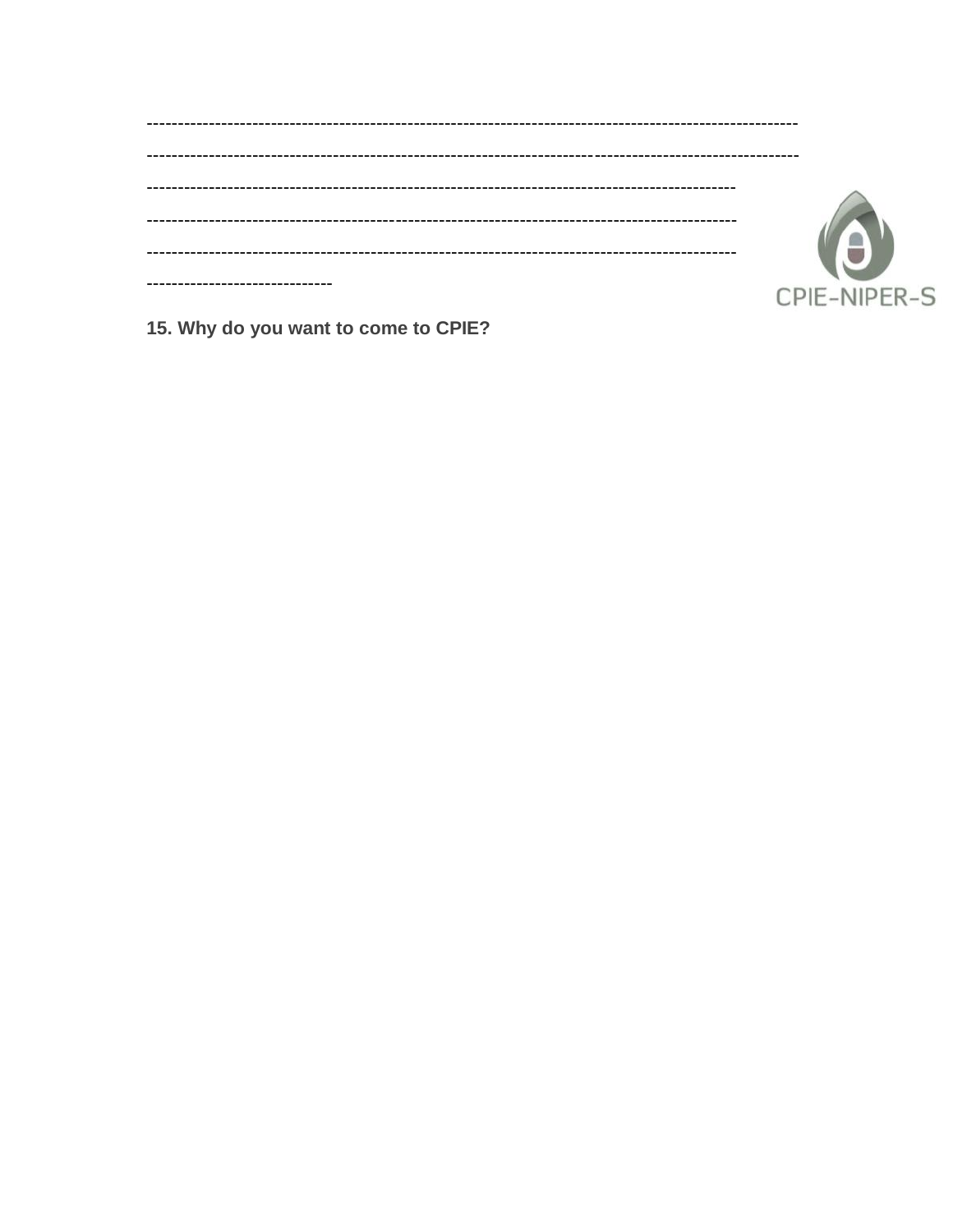-----------------------------------------------------------------------------------------------------------

-----------------------------------------------------------------------------------------------------------

-----------------------------------------------------------------------------------------------

-----------------------------------------------------------------------------------------------

-----------------------------------------------------------------------------------------------

------------------------------

CPIE-NIPER-S

**15. Why do you want to come to CPIE?**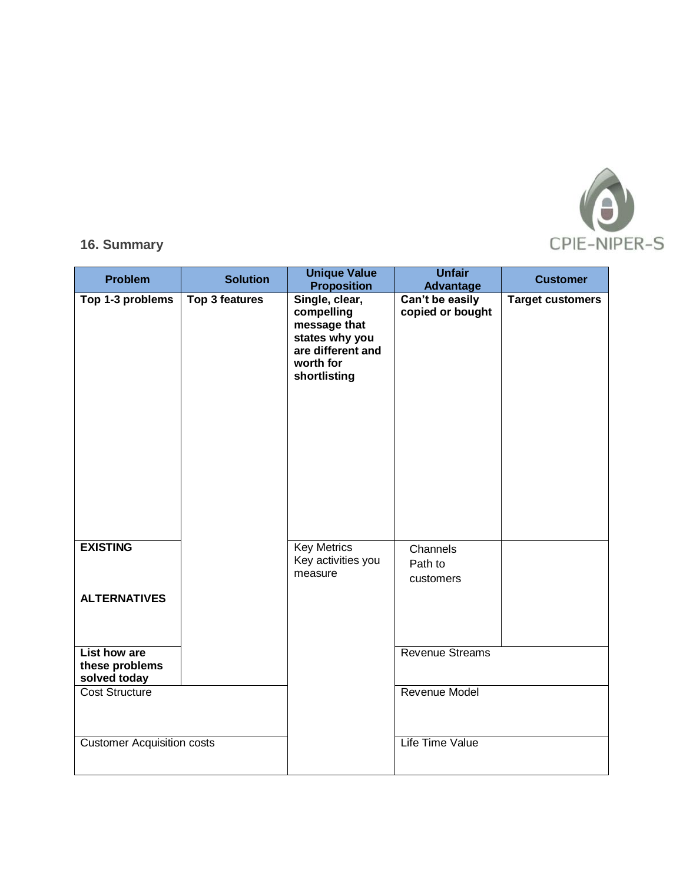## 16. Summary

| Problem | Solution | Unique Value Proposition | Unfair Advantage | Customer |
|---|---|---|---|---|
| **Top 1-3 problems** | **Top 3 features** | **Single, clear, compelling message that states why you are different and worth for shortlisting** | **Can't be easily copied or bought** | **Target customers** |
| **EXISTING**<br><br>**ALTERNATIVES** | | Key Metrics<br>Key activities you measure | Channels<br>Path to customers | |
| **List how are these problems solved today** | | | Revenue Streams | |
| Cost Structure | | | Revenue Model | |
| Customer Acquisition costs | | | Life Time Value | |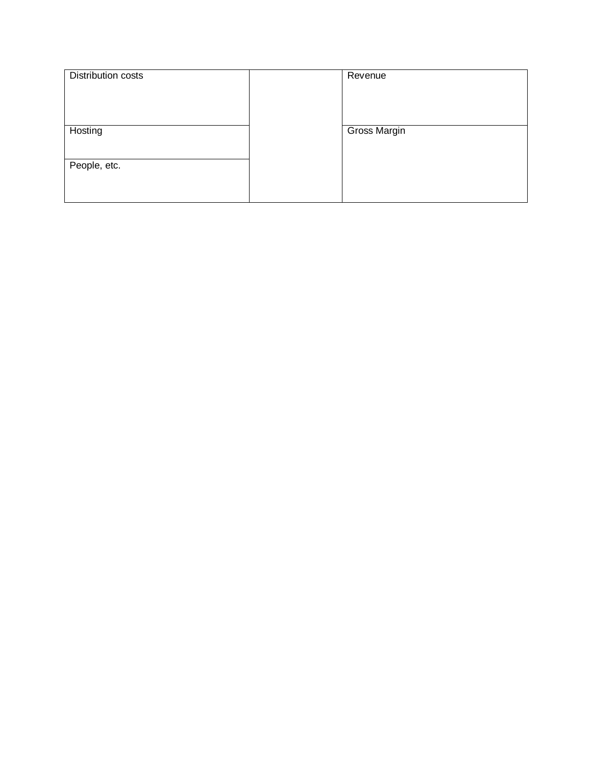| | | |
|---|---|---|
| Distribution costs | | Revenue |
| Hosting | | Gross Margin |
| People, etc. | | |